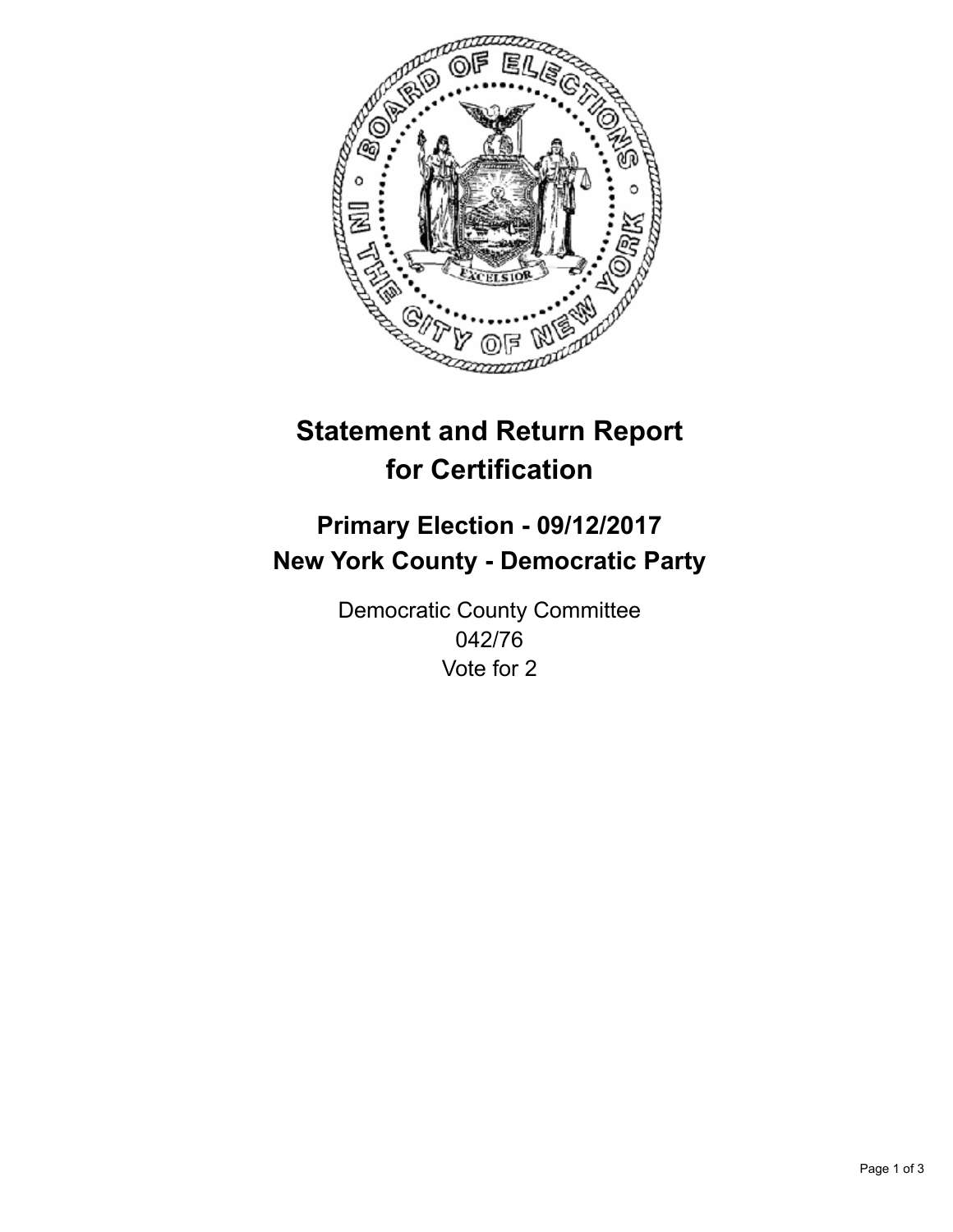# Statement and Return Report for Certification

## Primary Election - 09/12/2017
## New York County - Democratic Party

Democratic County Committee
042/76
Vote for 2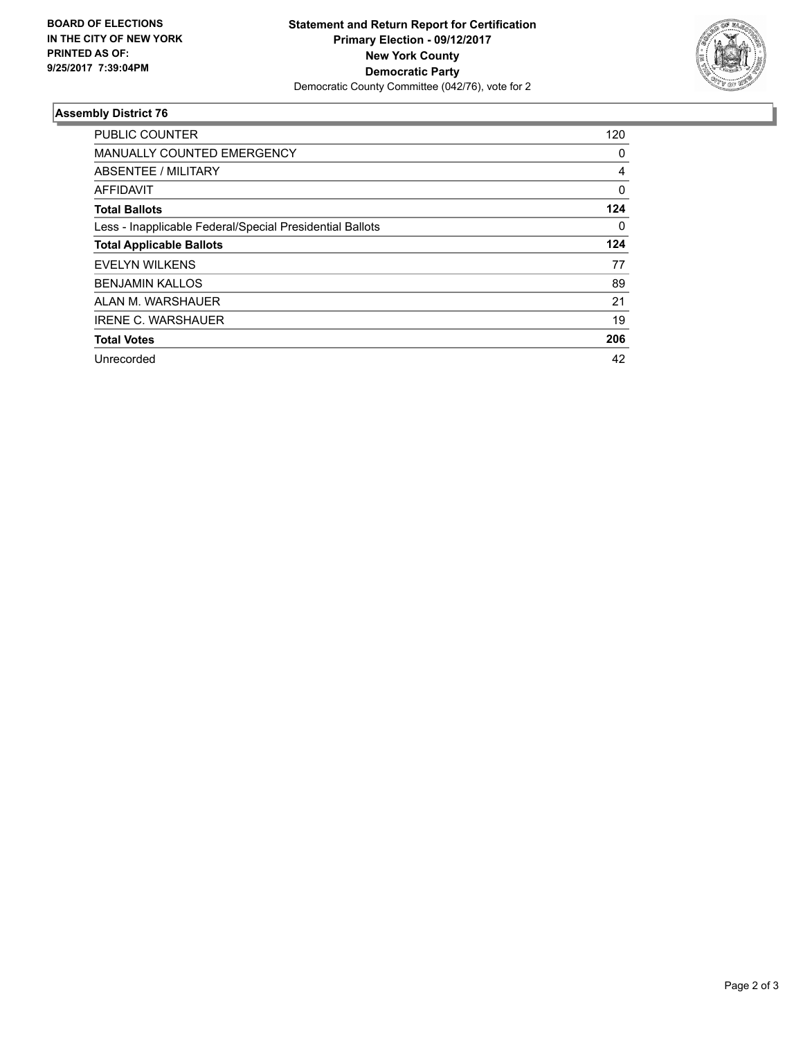**BOARD OF ELECTIONS IN THE CITY OF NEW YORK PRINTED AS OF: 9/25/2017 7:39:04PM**

**Statement and Return Report for Certification**
**Primary Election - 09/12/2017**
**New York County**
**Democratic Party**
Democratic County Committee (042/76), vote for 2

## Assembly District 76

| | |
|---|---|
| PUBLIC COUNTER | 120 |
| MANUALLY COUNTED EMERGENCY | 0 |
| ABSENTEE / MILITARY | 4 |
| AFFIDAVIT | 0 |
| **Total Ballots** | **124** |
| Less - Inapplicable Federal/Special Presidential Ballots | 0 |
| **Total Applicable Ballots** | **124** |
| EVELYN WILKENS | 77 |
| BENJAMIN KALLOS | 89 |
| ALAN M. WARSHAUER | 21 |
| IRENE C. WARSHAUER | 19 |
| **Total Votes** | **206** |
| Unrecorded | 42 |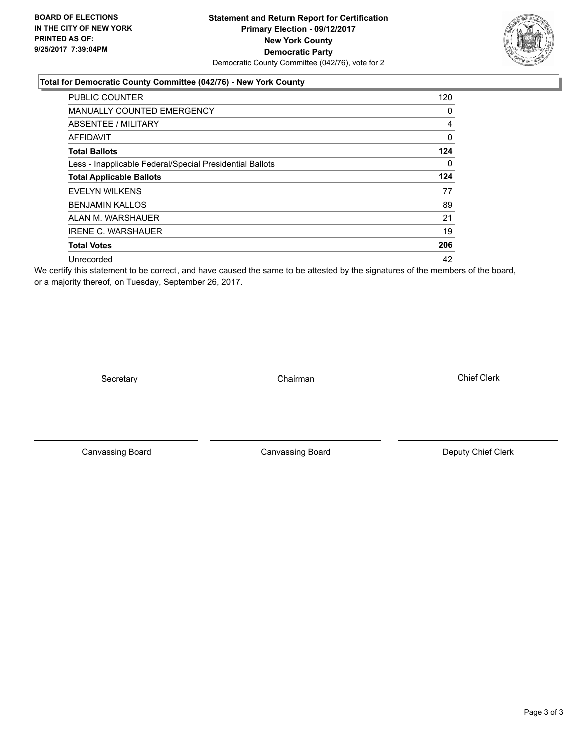**BOARD OF ELECTIONS**
**IN THE CITY OF NEW YORK**
**PRINTED AS OF:**
**9/25/2017 7:39:04PM**

**Statement and Return Report for Certification**
**Primary Election - 09/12/2017**
**New York County**
**Democratic Party**
Democratic County Committee (042/76), vote for 2

### Total for Democratic County Committee (042/76) - New York County

| | |
|---|---|
| PUBLIC COUNTER | 120 |
| MANUALLY COUNTED EMERGENCY | 0 |
| ABSENTEE / MILITARY | 4 |
| AFFIDAVIT | 0 |
| **Total Ballots** | **124** |
| Less - Inapplicable Federal/Special Presidential Ballots | 0 |
| **Total Applicable Ballots** | **124** |
| EVELYN WILKENS | 77 |
| BENJAMIN KALLOS | 89 |
| ALAN M. WARSHAUER | 21 |
| IRENE C. WARSHAUER | 19 |
| **Total Votes** | **206** |
| Unrecorded | 42 |

We certify this statement to be correct, and have caused the same to be attested by the signatures of the members of the board, or a majority thereof, on Tuesday, September 26, 2017.

Secretary

Chairman

Chief Clerk

Canvassing Board

Canvassing Board

Deputy Chief Clerk